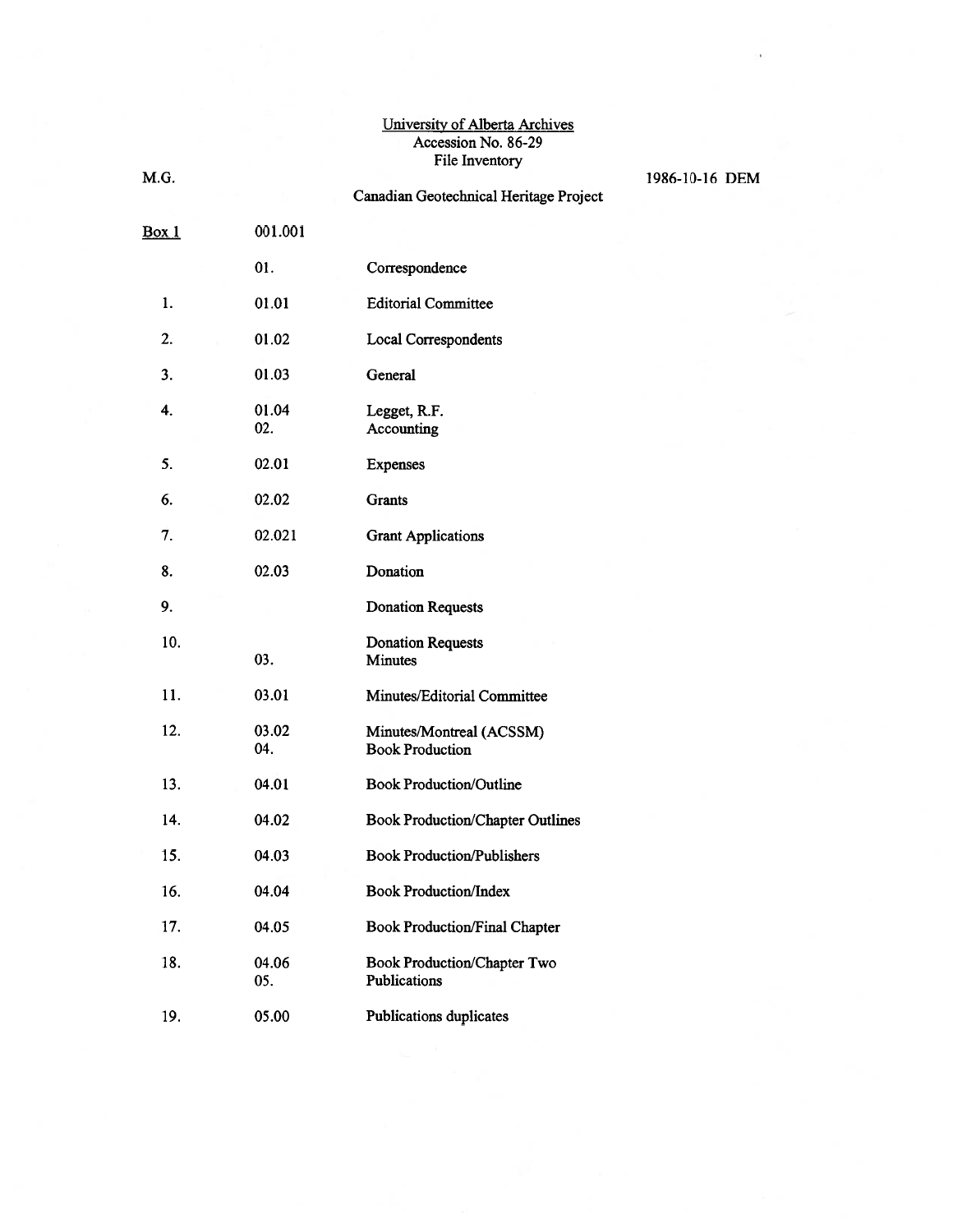University of Alberta Archives
Accession No. 86-29
File Inventory

M.G. 1986-10-16 DEM

Canadian Geotechnical Heritage Project

| | | |
|---|---|---|
| Box 1 | 001.001 | |
| | 01. | Correspondence |
| 1. | 01.01 | Editorial Committee |
| 2. | 01.02 | Local Correspondents |
| 3. | 01.03 | General |
| 4. | 01.04 | Legget, R.F. |
| | 02. | Accounting |
| 5. | 02.01 | Expenses |
| 6. | 02.02 | Grants |
| 7. | 02.021 | Grant Applications |
| 8. | 02.03 | Donation |
| 9. | | Donation Requests |
| 10. | | Donation Requests |
| | 03. | Minutes |
| 11. | 03.01 | Minutes/Editorial Committee |
| 12. | 03.02 | Minutes/Montreal (ACSSM) |
| | 04. | Book Production |
| 13. | 04.01 | Book Production/Outline |
| 14. | 04.02 | Book Production/Chapter Outlines |
| 15. | 04.03 | Book Production/Publishers |
| 16. | 04.04 | Book Production/Index |
| 17. | 04.05 | Book Production/Final Chapter |
| 18. | 04.06 | Book Production/Chapter Two |
| | 05. | Publications |
| 19. | 05.00 | Publications duplicates |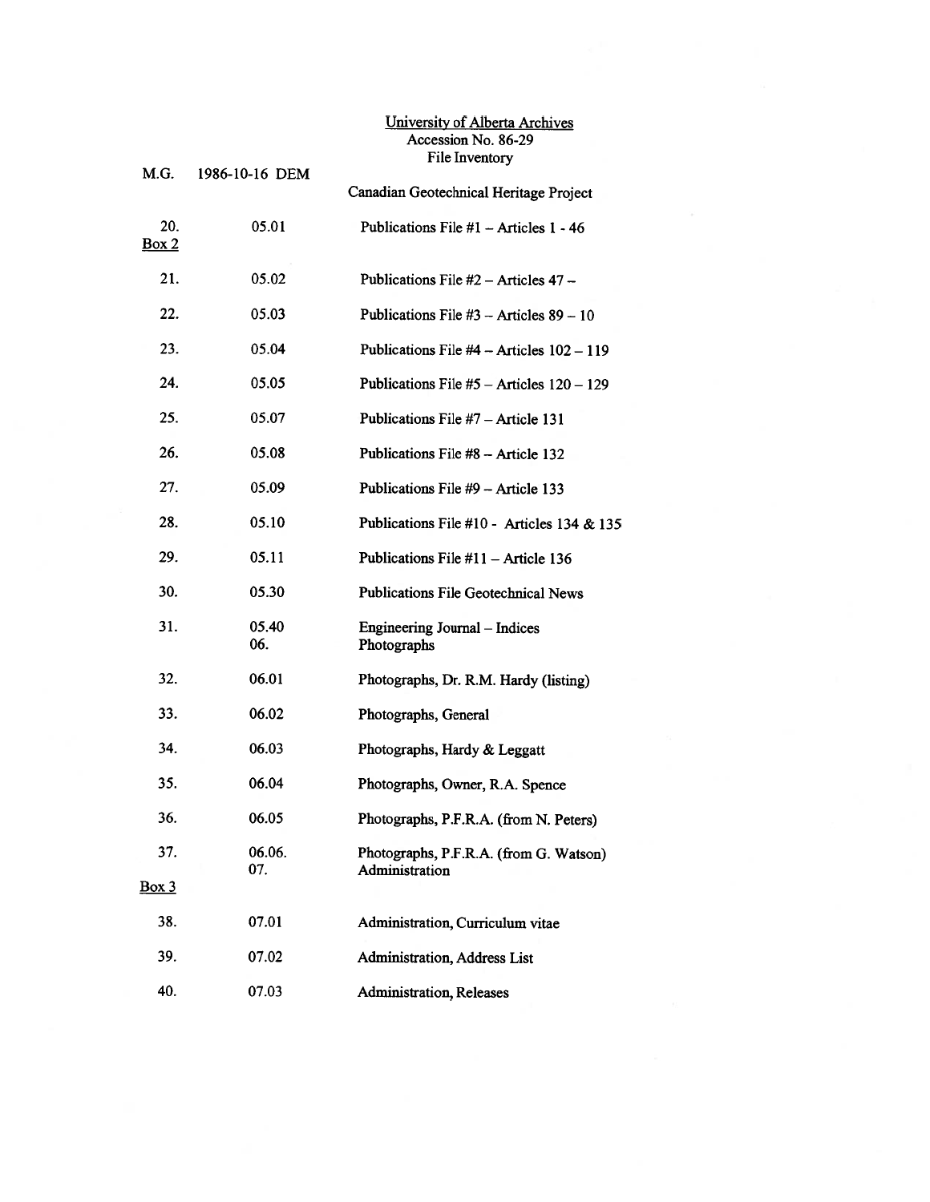University of Alberta Archives
Accession No. 86-29
File Inventory

M.G. 1986-10-16 DEM

Canadian Geotechnical Heritage Project

| | | |
|---|---|---|
| 20. Box 2 | 05.01 | Publications File #1 – Articles 1 - 46 |
| 21. | 05.02 | Publications File #2 – Articles 47 – |
| 22. | 05.03 | Publications File #3 – Articles 89 – 10 |
| 23. | 05.04 | Publications File #4 – Articles 102 – 119 |
| 24. | 05.05 | Publications File #5 – Articles 120 – 129 |
| 25. | 05.07 | Publications File #7 – Article 131 |
| 26. | 05.08 | Publications File #8 – Article 132 |
| 27. | 05.09 | Publications File #9 – Article 133 |
| 28. | 05.10 | Publications File #10 - Articles 134 & 135 |
| 29. | 05.11 | Publications File #11 – Article 136 |
| 30. | 05.30 | Publications File Geotechnical News |
| 31. | 05.40 | Engineering Journal – Indices |
| | 06. | Photographs |
| 32. | 06.01 | Photographs, Dr. R.M. Hardy (listing) |
| 33. | 06.02 | Photographs, General |
| 34. | 06.03 | Photographs, Hardy & Leggatt |
| 35. | 06.04 | Photographs, Owner, R.A. Spence |
| 36. | 06.05 | Photographs, P.F.R.A. (from N. Peters) |
| 37. | 06.06. | Photographs, P.F.R.A. (from G. Watson) |
| | 07. | Administration |
| Box 3 | | |
| 38. | 07.01 | Administration, Curriculum vitae |
| 39. | 07.02 | Administration, Address List |
| 40. | 07.03 | Administration, Releases |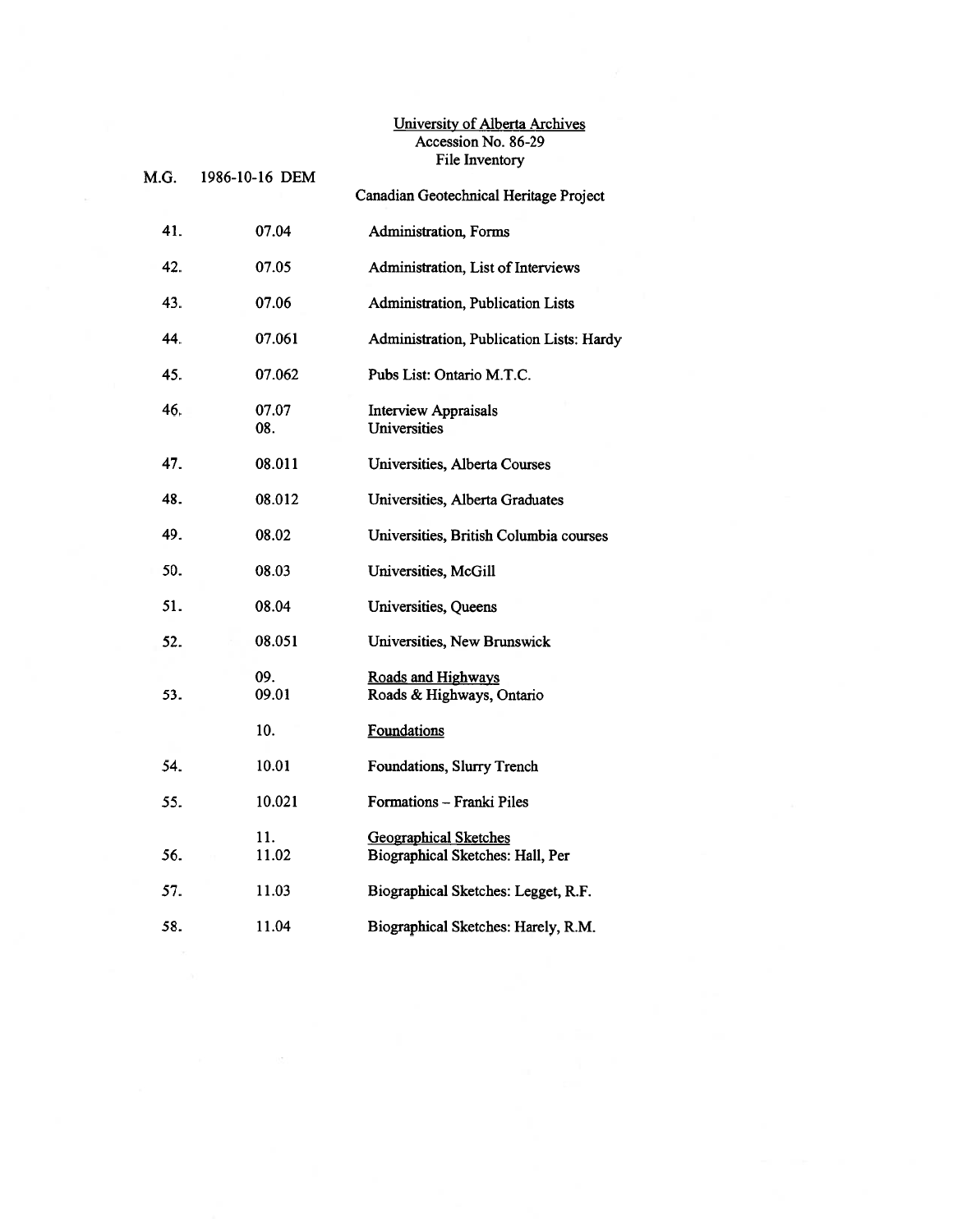University of Alberta Archives
Accession No. 86-29
File Inventory

M.G. 1986-10-16 DEM

Canadian Geotechnical Heritage Project

| | | |
|---|---|---|
| 41. | 07.04 | Administration, Forms |
| 42. | 07.05 | Administration, List of Interviews |
| 43. | 07.06 | Administration, Publication Lists |
| 44. | 07.061 | Administration, Publication Lists: Hardy |
| 45. | 07.062 | Pubs List: Ontario M.T.C. |
| 46. | 07.07 | Interview Appraisals |
| | 08. | Universities |
| 47. | 08.011 | Universities, Alberta Courses |
| 48. | 08.012 | Universities, Alberta Graduates |
| 49. | 08.02 | Universities, British Columbia courses |
| 50. | 08.03 | Universities, McGill |
| 51. | 08.04 | Universities, Queens |
| 52. | 08.051 | Universities, New Brunswick |
| | 09. | Roads and Highways |
| 53. | 09.01 | Roads & Highways, Ontario |
| | 10. | Foundations |
| 54. | 10.01 | Foundations, Slurry Trench |
| 55. | 10.021 | Formations – Franki Piles |
| | 11. | Geographical Sketches |
| 56. | 11.02 | Biographical Sketches: Hall, Per |
| 57. | 11.03 | Biographical Sketches: Legget, R.F. |
| 58. | 11.04 | Biographical Sketches: Harely, R.M. |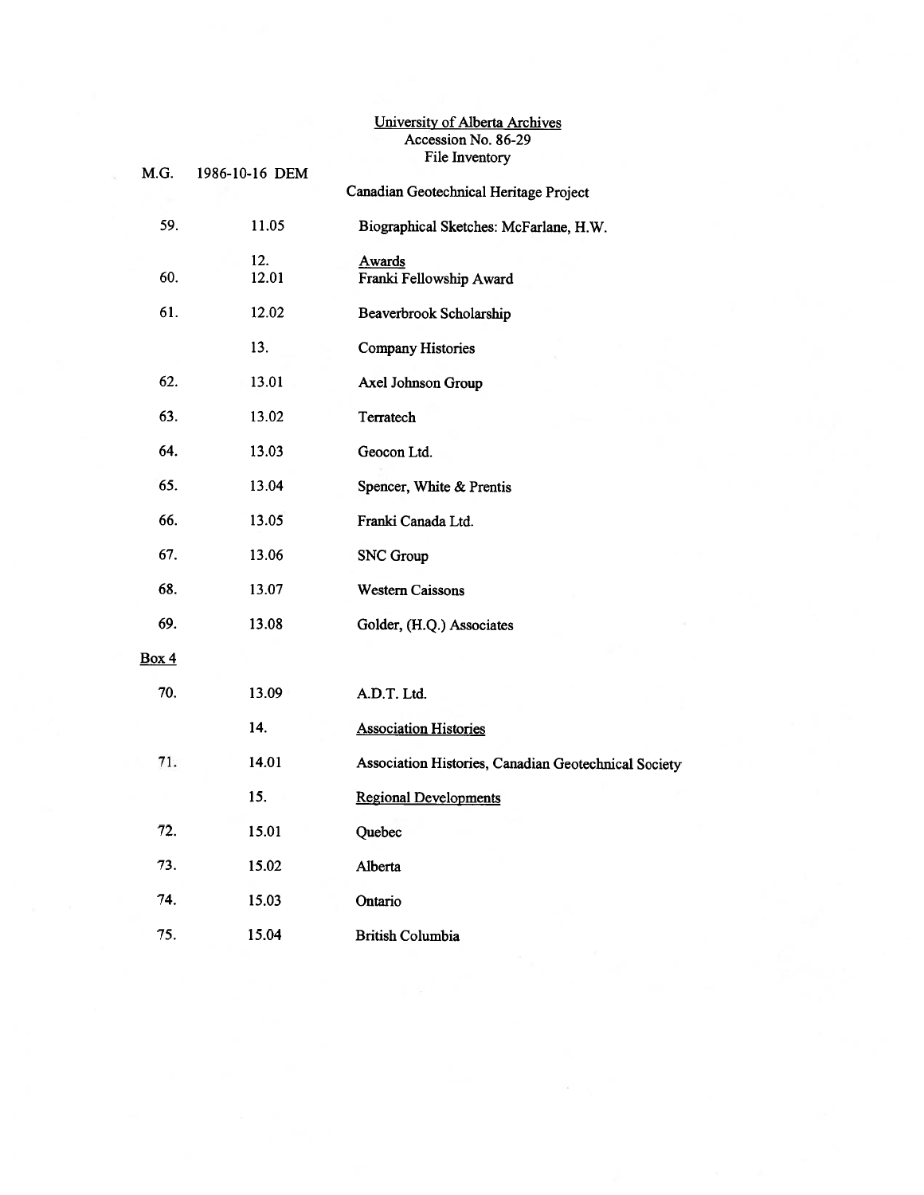University of Alberta Archives
Accession No. 86-29
File Inventory

M.G. 1986-10-16 DEM

Canadian Geotechnical Heritage Project

| | | |
|---|---|---|
| 59. | 11.05 | Biographical Sketches: McFarlane, H.W. |
| | 12. | Awards |
| 60. | 12.01 | Franki Fellowship Award |
| 61. | 12.02 | Beaverbrook Scholarship |
| | 13. | Company Histories |
| 62. | 13.01 | Axel Johnson Group |
| 63. | 13.02 | Terratech |
| 64. | 13.03 | Geocon Ltd. |
| 65. | 13.04 | Spencer, White & Prentis |
| 66. | 13.05 | Franki Canada Ltd. |
| 67. | 13.06 | SNC Group |
| 68. | 13.07 | Western Caissons |
| 69. | 13.08 | Golder, (H.Q.) Associates |
| Box 4 | | |
| 70. | 13.09 | A.D.T. Ltd. |
| | 14. | Association Histories |
| 71. | 14.01 | Association Histories, Canadian Geotechnical Society |
| | 15. | Regional Developments |
| 72. | 15.01 | Quebec |
| 73. | 15.02 | Alberta |
| 74. | 15.03 | Ontario |
| 75. | 15.04 | British Columbia |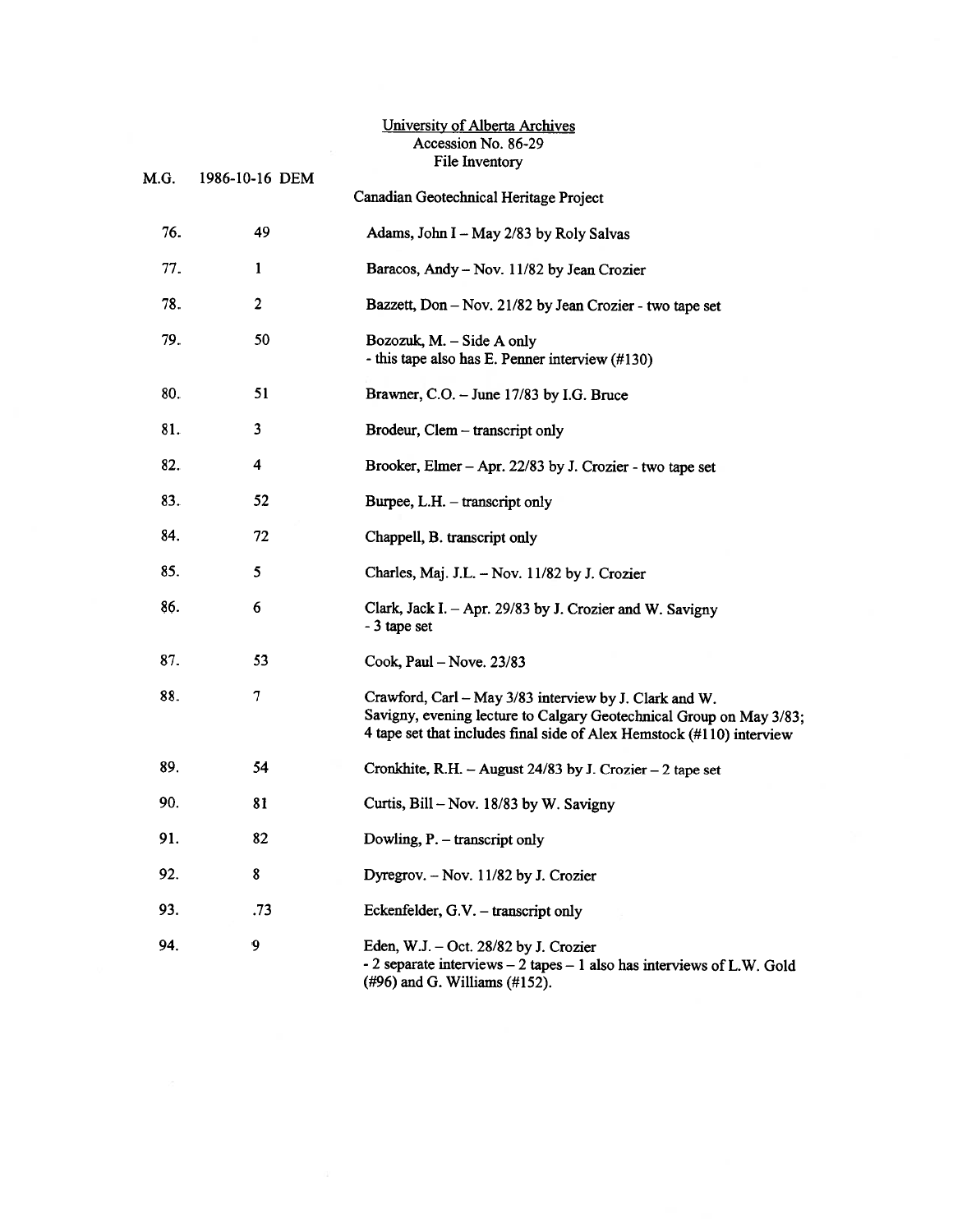University of Alberta Archives
Accession No. 86-29
File Inventory

M.G. 1986-10-16 DEM

Canadian Geotechnical Heritage Project

| | | |
|---|---|---|
| 76. | 49 | Adams, John I – May 2/83 by Roly Salvas |
| 77. | 1 | Baracos, Andy – Nov. 11/82 by Jean Crozier |
| 78. | 2 | Bazzett, Don – Nov. 21/82 by Jean Crozier - two tape set |
| 79. | 50 | Bozozuk, M. – Side A only<br>- this tape also has E. Penner interview (#130) |
| 80. | 51 | Brawner, C.O. – June 17/83 by I.G. Bruce |
| 81. | 3 | Brodeur, Clem – transcript only |
| 82. | 4 | Brooker, Elmer – Apr. 22/83 by J. Crozier - two tape set |
| 83. | 52 | Burpee, L.H. – transcript only |
| 84. | 72 | Chappell, B. transcript only |
| 85. | 5 | Charles, Maj. J.L. – Nov. 11/82 by J. Crozier |
| 86. | 6 | Clark, Jack I. – Apr. 29/83 by J. Crozier and W. Savigny<br>- 3 tape set |
| 87. | 53 | Cook, Paul – Nove. 23/83 |
| 88. | 7 | Crawford, Carl – May 3/83 interview by J. Clark and W. Savigny, evening lecture to Calgary Geotechnical Group on May 3/83; 4 tape set that includes final side of Alex Hemstock (#110) interview |
| 89. | 54 | Cronkhite, R.H. – August 24/83 by J. Crozier – 2 tape set |
| 90. | 81 | Curtis, Bill – Nov. 18/83 by W. Savigny |
| 91. | 82 | Dowling, P. – transcript only |
| 92. | 8 | Dyregrov. – Nov. 11/82 by J. Crozier |
| 93. | .73 | Eckenfelder, G.V. – transcript only |
| 94. | 9 | Eden, W.J. – Oct. 28/82 by J. Crozier<br>- 2 separate interviews – 2 tapes – 1 also has interviews of L.W. Gold (#96) and G. Williams (#152). |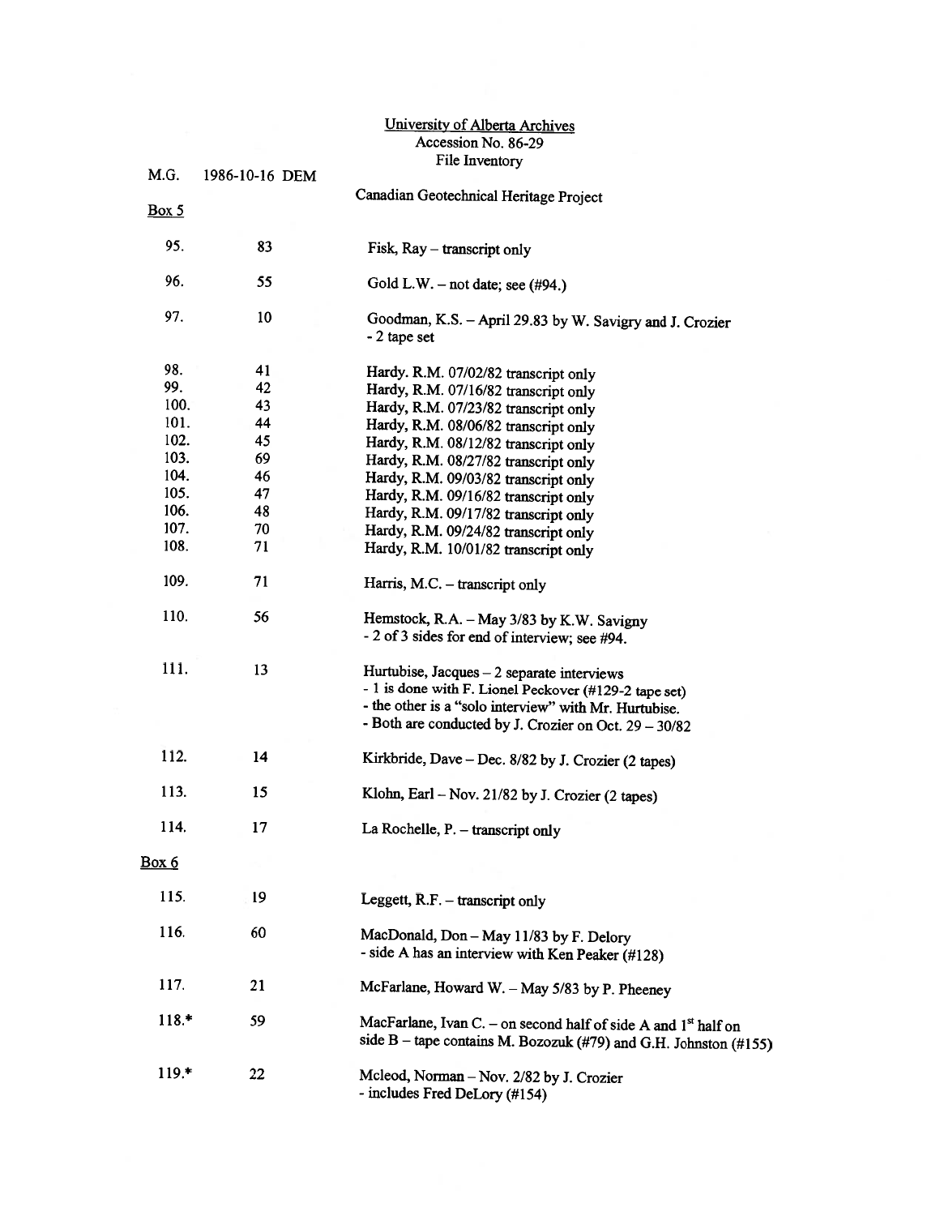<u>University of Alberta Archives</u>
Accession No. 86-29
File Inventory

M.G. 1986-10-16 DEM

Canadian Geotechnical Heritage Project

<u>Box 5</u>

| | | |
|---|---|---|
| 95. | 83 | Fisk, Ray – transcript only |
| 96. | 55 | Gold L.W. – not date; see (#94.) |
| 97. | 10 | Goodman, K.S. – April 29.83 by W. Savigry and J. Crozier<br>- 2 tape set |
| 98. | 41 | Hardy. R.M. 07/02/82 transcript only |
| 99. | 42 | Hardy, R.M. 07/16/82 transcript only |
| 100. | 43 | Hardy, R.M. 07/23/82 transcript only |
| 101. | 44 | Hardy, R.M. 08/06/82 transcript only |
| 102. | 45 | Hardy, R.M. 08/12/82 transcript only |
| 103. | 69 | Hardy, R.M. 08/27/82 transcript only |
| 104. | 46 | Hardy, R.M. 09/03/82 transcript only |
| 105. | 47 | Hardy, R.M. 09/16/82 transcript only |
| 106. | 48 | Hardy, R.M. 09/17/82 transcript only |
| 107. | 70 | Hardy, R.M. 09/24/82 transcript only |
| 108. | 71 | Hardy, R.M. 10/01/82 transcript only |
| 109. | 71 | Harris, M.C. – transcript only |
| 110. | 56 | Hemstock, R.A. – May 3/83 by K.W. Savigny<br>- 2 of 3 sides for end of interview; see #94. |
| 111. | 13 | Hurtubise, Jacques – 2 separate interviews<br>- 1 is done with F. Lionel Peckover (#129-2 tape set)<br>- the other is a "solo interview" with Mr. Hurtubise.<br>- Both are conducted by J. Crozier on Oct. 29 – 30/82 |
| 112. | 14 | Kirkbride, Dave – Dec. 8/82 by J. Crozier (2 tapes) |
| 113. | 15 | Klohn, Earl – Nov. 21/82 by J. Crozier (2 tapes) |
| 114. | 17 | La Rochelle, P. – transcript only |

<u>Box 6</u>

| | | |
|---|---|---|
| 115. | 19 | Leggett, R.F. – transcript only |
| 116. | 60 | MacDonald, Don – May 11/83 by F. Delory<br>- side A has an interview with Ken Peaker (#128) |
| 117. | 21 | McFarlane, Howard W. – May 5/83 by P. Pheeney |
| 118.* | 59 | MacFarlane, Ivan C. – on second half of side A and 1st half on side B – tape contains M. Bozozuk (#79) and G.H. Johnston (#155) |
| 119.* | 22 | Mcleod, Norman – Nov. 2/82 by J. Crozier<br>- includes Fred DeLory (#154) |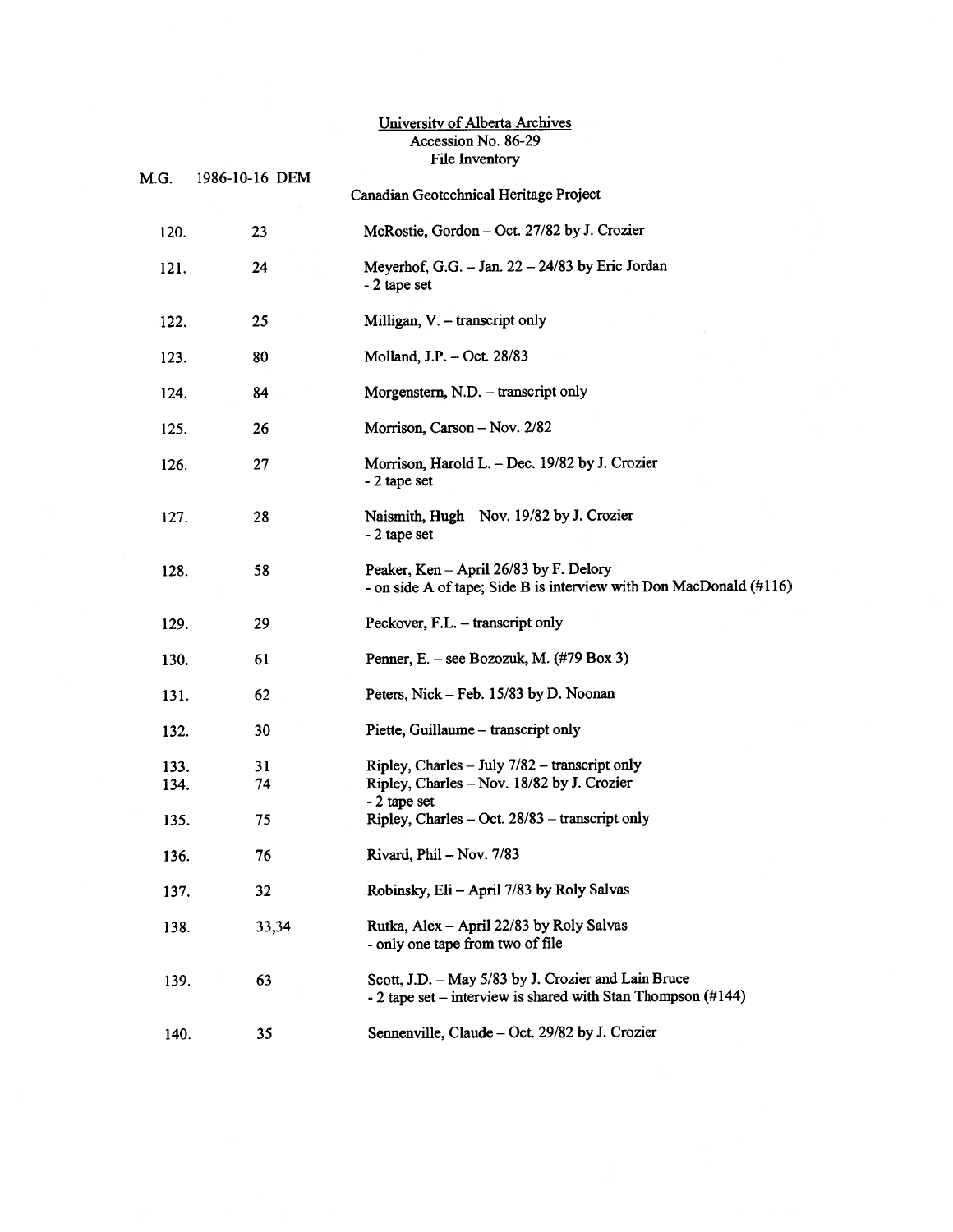University of Alberta Archives
Accession No. 86-29
File Inventory

M.G. 1986-10-16 DEM

Canadian Geotechnical Heritage Project

| | | |
|---|---|---|
| 120. | 23 | McRostie, Gordon – Oct. 27/82 by J. Crozier |
| 121. | 24 | Meyerhof, G.G. – Jan. 22 – 24/83 by Eric Jordan<br>- 2 tape set |
| 122. | 25 | Milligan, V. – transcript only |
| 123. | 80 | Molland, J.P. – Oct. 28/83 |
| 124. | 84 | Morgenstern, N.D. – transcript only |
| 125. | 26 | Morrison, Carson – Nov. 2/82 |
| 126. | 27 | Morrison, Harold L. – Dec. 19/82 by J. Crozier<br>- 2 tape set |
| 127. | 28 | Naismith, Hugh – Nov. 19/82 by J. Crozier<br>- 2 tape set |
| 128. | 58 | Peaker, Ken – April 26/83 by F. Delory<br>- on side A of tape; Side B is interview with Don MacDonald (#116) |
| 129. | 29 | Peckover, F.L. – transcript only |
| 130. | 61 | Penner, E. – see Bozozuk, M. (#79 Box 3) |
| 131. | 62 | Peters, Nick – Feb. 15/83 by D. Noonan |
| 132. | 30 | Piette, Guillaume – transcript only |
| 133. | 31 | Ripley, Charles – July 7/82 – transcript only |
| 134. | 74 | Ripley, Charles – Nov. 18/82 by J. Crozier<br>- 2 tape set |
| 135. | 75 | Ripley, Charles – Oct. 28/83 – transcript only |
| 136. | 76 | Rivard, Phil – Nov. 7/83 |
| 137. | 32 | Robinsky, Eli – April 7/83 by Roly Salvas |
| 138. | 33,34 | Rutka, Alex – April 22/83 by Roly Salvas<br>- only one tape from two of file |
| 139. | 63 | Scott, J.D. – May 5/83 by J. Crozier and Lain Bruce<br>- 2 tape set – interview is shared with Stan Thompson (#144) |
| 140. | 35 | Sennenville, Claude – Oct. 29/82 by J. Crozier |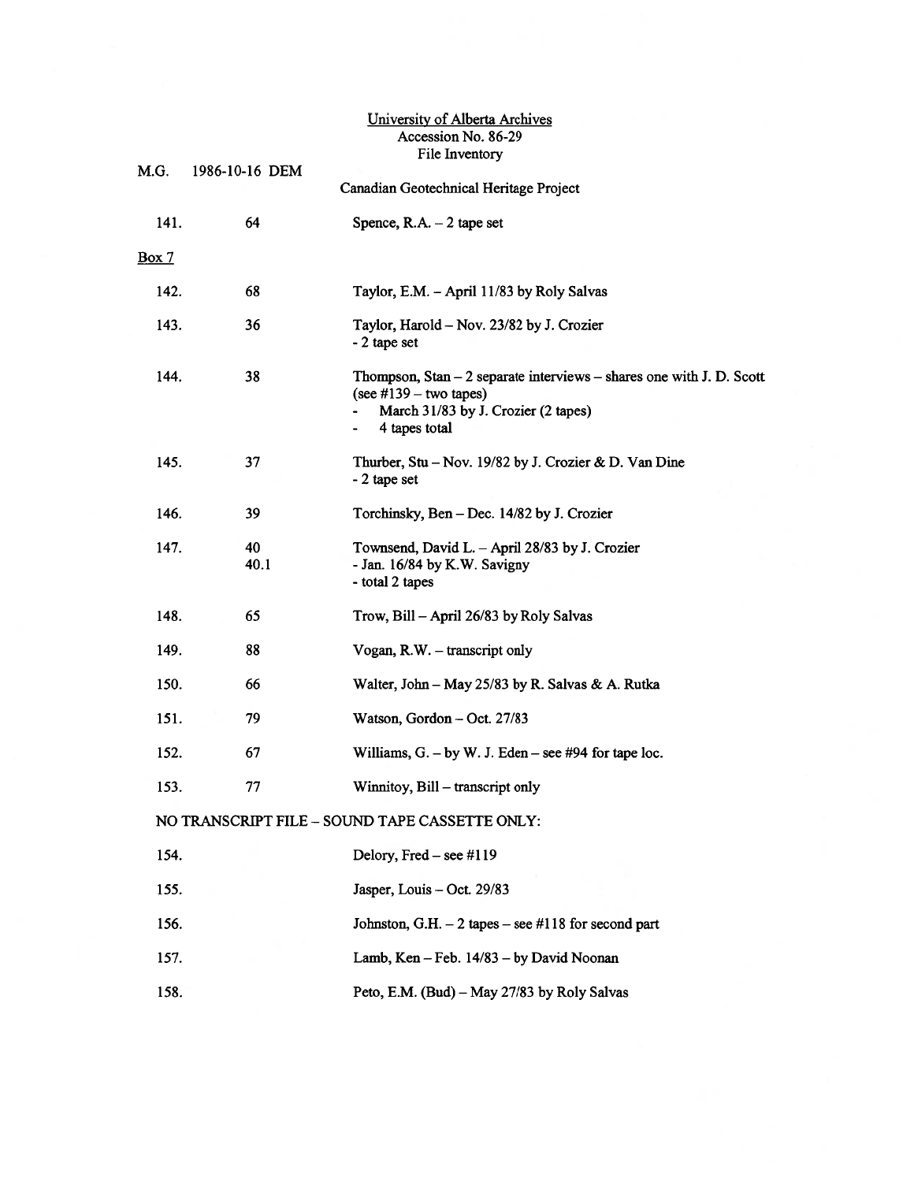University of Alberta Archives
Accession No. 86-29
File Inventory

M.G. 1986-10-16 DEM

Canadian Geotechnical Heritage Project

| | | |
|---|---|---|
| 141. | 64 | Spence, R.A. – 2 tape set |

Box 7

| | | |
|---|---|---|
| 142. | 68 | Taylor, E.M. – April 11/83 by Roly Salvas |
| 143. | 36 | Taylor, Harold – Nov. 23/82 by J. Crozier<br>- 2 tape set |
| 144. | 38 | Thompson, Stan – 2 separate interviews – shares one with J. D. Scott (see #139 – two tapes)<br>- March 31/83 by J. Crozier (2 tapes)<br>- 4 tapes total |
| 145. | 37 | Thurber, Stu – Nov. 19/82 by J. Crozier & D. Van Dine<br>- 2 tape set |
| 146. | 39 | Torchinsky, Ben – Dec. 14/82 by J. Crozier |
| 147. | 40<br>40.1 | Townsend, David L. – April 28/83 by J. Crozier<br>- Jan. 16/84 by K.W. Savigny<br>- total 2 tapes |
| 148. | 65 | Trow, Bill – April 26/83 by Roly Salvas |
| 149. | 88 | Vogan, R.W. – transcript only |
| 150. | 66 | Walter, John – May 25/83 by R. Salvas & A. Rutka |
| 151. | 79 | Watson, Gordon – Oct. 27/83 |
| 152. | 67 | Williams, G. – by W. J. Eden – see #94 for tape loc. |
| 153. | 77 | Winnitoy, Bill – transcript only |

NO TRANSCRIPT FILE – SOUND TAPE CASSETTE ONLY:

| | | |
|---|---|---|
| 154. | | Delory, Fred – see #119 |
| 155. | | Jasper, Louis – Oct. 29/83 |
| 156. | | Johnston, G.H. – 2 tapes – see #118 for second part |
| 157. | | Lamb, Ken – Feb. 14/83 – by David Noonan |
| 158. | | Peto, E.M. (Bud) – May 27/83 by Roly Salvas |